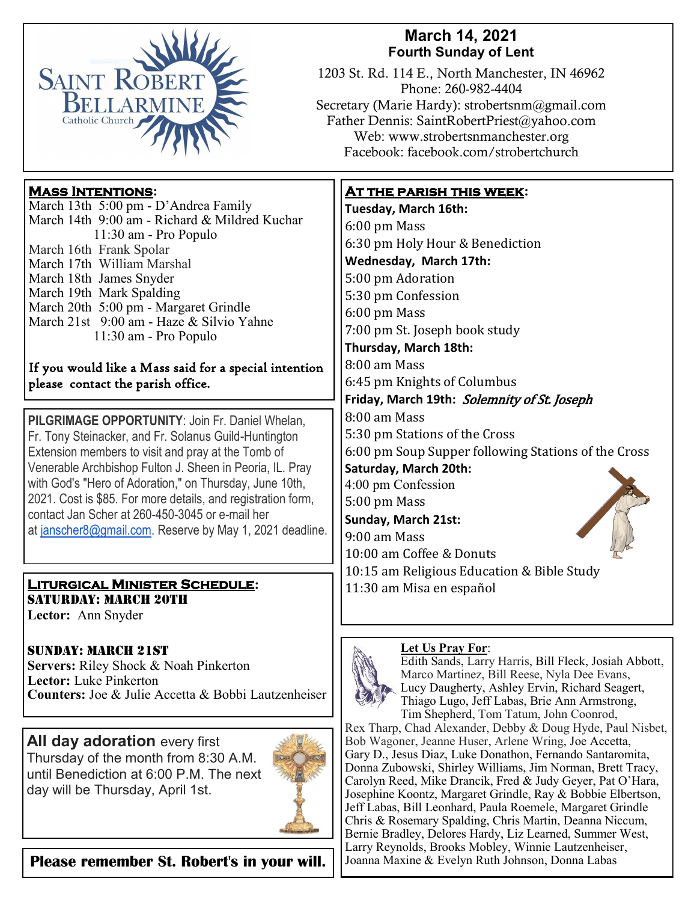# March 14, 2021
## Fourth Sunday of Lent

1203 St. Rd. 114 E., North Manchester, IN 46962
Phone: 260-982-4404
Secretary (Marie Hardy): strobertsnm@gmail.com
Father Dennis: SaintRobertPriest@yahoo.com
Web: www.strobertsnmanchester.org
Facebook: facebook.com/strobertchurch

## Mass Intentions:

March 13th 5:00 pm - D'Andrea Family
March 14th 9:00 am - Richard & Mildred Kuchar
11:30 am - Pro Populo
March 16th Frank Spolar
March 17th William Marshal
March 18th James Snyder
March 19th Mark Spalding
March 20th 5:00 pm - Margaret Grindle
March 21st 9:00 am - Haze & Silvio Yahne
11:30 am - Pro Populo

If you would like a Mass said for a special intention please contact the parish office.

**PILGRIMAGE OPPORTUNITY**: Join Fr. Daniel Whelan, Fr. Tony Steinacker, and Fr. Solanus Guild-Huntington Extension members to visit and pray at the Tomb of Venerable Archbishop Fulton J. Sheen in Peoria, IL. Pray with God's "Hero of Adoration," on Thursday, June 10th, 2021. Cost is $85. For more details, and registration form, contact Jan Scher at 260-450-3045 or e-mail her at janscher8@gmail.com. Reserve by May 1, 2021 deadline.

## Liturgical Minister Schedule:

### Saturday: March 20th

**Lector:** Ann Snyder

### Sunday: March 21st

**Servers:** Riley Shock & Noah Pinkerton
**Lector:** Luke Pinkerton
**Counters:** Joe & Julie Accetta & Bobbi Lautzenheiser

**All day adoration** every first Thursday of the month from 8:30 A.M. until Benediction at 6:00 P.M. The next day will be Thursday, April 1st.

**Please remember St. Robert's in your will.**

## At the parish this week:

**Tuesday, March 16th:**
6:00 pm Mass
6:30 pm Holy Hour & Benediction

**Wednesday, March 17th:**
5:00 pm Adoration
5:30 pm Confession
6:00 pm Mass
7:00 pm St. Joseph book study

**Thursday, March 18th:**
8:00 am Mass
6:45 pm Knights of Columbus

**Friday, March 19th:** *Solemnity of St. Joseph*
8:00 am Mass
5:30 pm Stations of the Cross
6:00 pm Soup Supper following Stations of the Cross

**Saturday, March 20th:**
4:00 pm Confession
5:00 pm Mass

**Sunday, March 21st:**
9:00 am Mass
10:00 am Coffee & Donuts
10:15 am Religious Education & Bible Study
11:30 am Misa en español

## Let Us Pray For:

Edith Sands, Larry Harris, Bill Fleck, Josiah Abbott, Marco Martinez, Bill Reese, Nyla Dee Evans, Lucy Daugherty, Ashley Ervin, Richard Seagert, Thiago Lugo, Jeff Labas, Brie Ann Armstrong, Tim Shepherd, Tom Tatum, John Coonrod, Rex Tharp, Chad Alexander, Debby & Doug Hyde, Paul Nisbet, Bob Wagoner, Jeanne Huser, Arlene Wring, Joe Accetta, Gary D., Jesus Diaz, Luke Donathon, Fernando Santaromita, Donna Zubowski, Shirley Williams, Jim Norman, Brett Tracy, Carolyn Reed, Mike Drancik, Fred & Judy Geyer, Pat O'Hara, Josephine Koontz, Margaret Grindle, Ray & Bobbie Elbertson, Jeff Labas, Bill Leonhard, Paula Roemele, Margaret Grindle Chris & Rosemary Spalding, Chris Martin, Deanna Niccum, Bernie Bradley, Delores Hardy, Liz Learned, Summer West, Larry Reynolds, Brooks Mobley, Winnie Lautzenheiser, Joanna Maxine & Evelyn Ruth Johnson, Donna Labas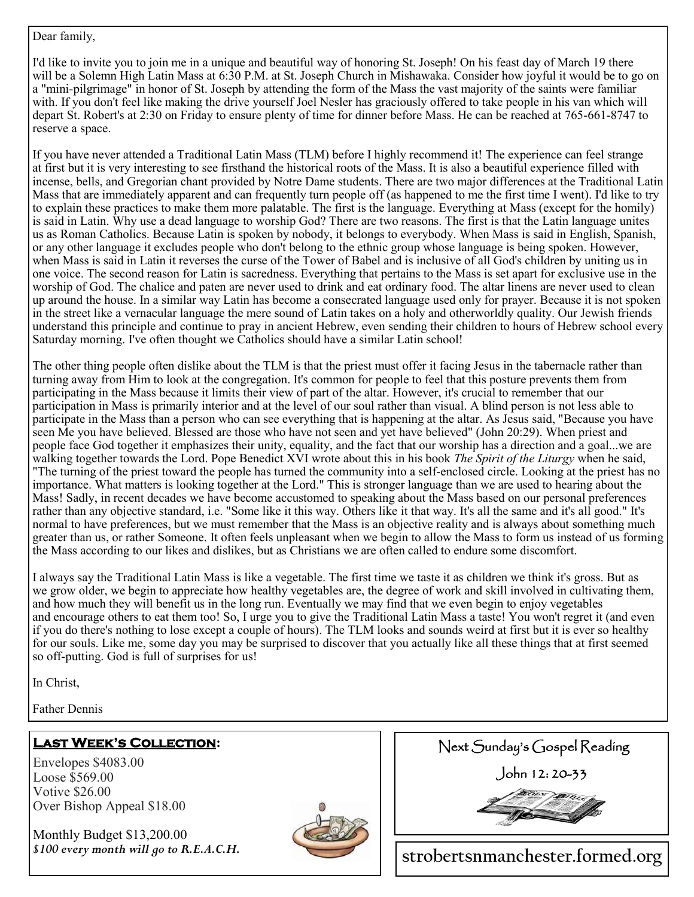Dear family,

I'd like to invite you to join me in a unique and beautiful way of honoring St. Joseph! On his feast day of March 19 there will be a Solemn High Latin Mass at 6:30 P.M. at St. Joseph Church in Mishawaka. Consider how joyful it would be to go on a "mini-pilgrimage" in honor of St. Joseph by attending the form of the Mass the vast majority of the saints were familiar with. If you don't feel like making the drive yourself Joel Nesler has graciously offered to take people in his van which will depart St. Robert's at 2:30 on Friday to ensure plenty of time for dinner before Mass. He can be reached at 765-661-8747 to reserve a space.

If you have never attended a Traditional Latin Mass (TLM) before I highly recommend it! The experience can feel strange at first but it is very interesting to see firsthand the historical roots of the Mass. It is also a beautiful experience filled with incense, bells, and Gregorian chant provided by Notre Dame students. There are two major differences at the Traditional Latin Mass that are immediately apparent and can frequently turn people off (as happened to me the first time I went). I'd like to try to explain these practices to make them more palatable. The first is the language. Everything at Mass (except for the homily) is said in Latin. Why use a dead language to worship God? There are two reasons. The first is that the Latin language unites us as Roman Catholics. Because Latin is spoken by nobody, it belongs to everybody. When Mass is said in English, Spanish, or any other language it excludes people who don't belong to the ethnic group whose language is being spoken. However, when Mass is said in Latin it reverses the curse of the Tower of Babel and is inclusive of all God's children by uniting us in one voice. The second reason for Latin is sacredness. Everything that pertains to the Mass is set apart for exclusive use in the worship of God. The chalice and paten are never used to drink and eat ordinary food. The altar linens are never used to clean up around the house. In a similar way Latin has become a consecrated language used only for prayer. Because it is not spoken in the street like a vernacular language the mere sound of Latin takes on a holy and otherworldly quality. Our Jewish friends understand this principle and continue to pray in ancient Hebrew, even sending their children to hours of Hebrew school every Saturday morning. I've often thought we Catholics should have a similar Latin school!

The other thing people often dislike about the TLM is that the priest must offer it facing Jesus in the tabernacle rather than turning away from Him to look at the congregation. It's common for people to feel that this posture prevents them from participating in the Mass because it limits their view of part of the altar. However, it's crucial to remember that our participation in Mass is primarily interior and at the level of our soul rather than visual. A blind person is not less able to participate in the Mass than a person who can see everything that is happening at the altar. As Jesus said, "Because you have seen Me you have believed. Blessed are those who have not seen and yet have believed" (John 20:29). When priest and people face God together it emphasizes their unity, equality, and the fact that our worship has a direction and a goal...we are walking together towards the Lord. Pope Benedict XVI wrote about this in his book *The Spirit of the Liturgy* when he said, "The turning of the priest toward the people has turned the community into a self-enclosed circle. Looking at the priest has no importance. What matters is looking together at the Lord." This is stronger language than we are used to hearing about the Mass! Sadly, in recent decades we have become accustomed to speaking about the Mass based on our personal preferences rather than any objective standard, i.e. "Some like it this way. Others like it that way. It's all the same and it's all good." It's normal to have preferences, but we must remember that the Mass is an objective reality and is always about something much greater than us, or rather Someone. It often feels unpleasant when we begin to allow the Mass to form us instead of us forming the Mass according to our likes and dislikes, but as Christians we are often called to endure some discomfort.

I always say the Traditional Latin Mass is like a vegetable. The first time we taste it as children we think it's gross. But as we grow older, we begin to appreciate how healthy vegetables are, the degree of work and skill involved in cultivating them, and how much they will benefit us in the long run. Eventually we may find that we even begin to enjoy vegetables and encourage others to eat them too! So, I urge you to give the Traditional Latin Mass a taste! You won't regret it (and even if you do there's nothing to lose except a couple of hours). The TLM looks and sounds weird at first but it is ever so healthy for our souls. Like me, some day you may be surprised to discover that you actually like all these things that at first seemed so off-putting. God is full of surprises for us!

In Christ,

Father Dennis

**Last Week's Collection:**

Envelopes $4083.00
Loose $569.00
Votive $26.00
Over Bishop Appeal $18.00

Monthly Budget $13,200.00
***$100 every month will go to R.E.A.C.H.***

Next Sunday's Gospel Reading

John 12: 20-33

strobertsnmanchester.formed.org